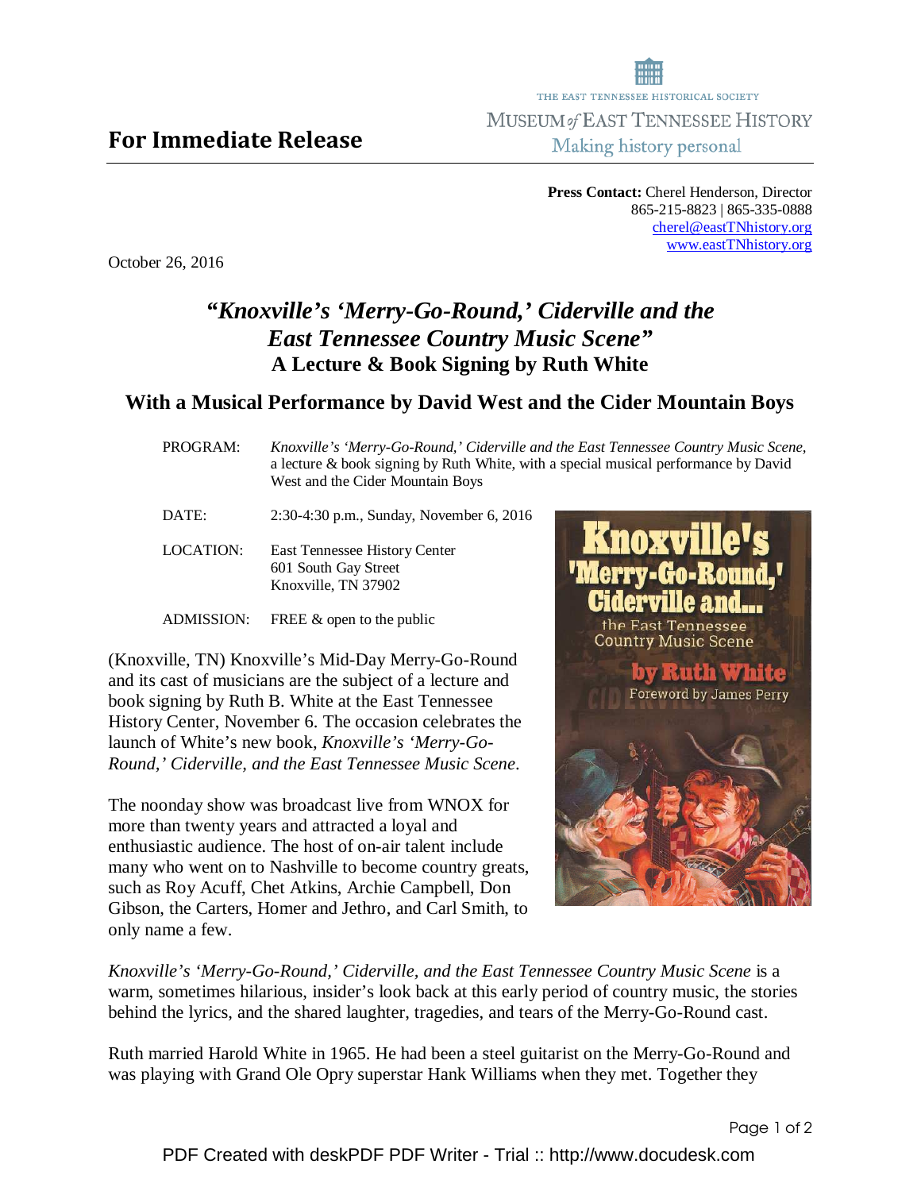THE EAST TENNESSEE HISTORICAL SOCIETY
MUSEUM of EAST TENNESSEE HISTORY
Making history personal

**For Immediate Release**

**Press Contact:** Cherel Henderson, Director
865-215-8823 | 865-335-0888
cherel@eastTNhistory.org
www.eastTNhistory.org

October 26, 2016

# *"Knoxville's 'Merry-Go-Round,' Ciderville and the East Tennessee Country Music Scene"*
## A Lecture & Book Signing by Ruth White

## With a Musical Performance by David West and the Cider Mountain Boys

PROGRAM: *Knoxville's 'Merry-Go-Round,' Ciderville and the East Tennessee Country Music Scene,* a lecture & book signing by Ruth White, with a special musical performance by David West and the Cider Mountain Boys

DATE: 2:30-4:30 p.m., Sunday, November 6, 2016

LOCATION: East Tennessee History Center
601 South Gay Street
Knoxville, TN 37902

ADMISSION: FREE & open to the public

(Knoxville, TN) Knoxville's Mid-Day Merry-Go-Round and its cast of musicians are the subject of a lecture and book signing by Ruth B. White at the East Tennessee History Center, November 6. The occasion celebrates the launch of White's new book, *Knoxville's 'Merry-Go-Round,' Ciderville, and the East Tennessee Music Scene*.

The noonday show was broadcast live from WNOX for more than twenty years and attracted a loyal and enthusiastic audience. The host of on-air talent include many who went on to Nashville to become country greats, such as Roy Acuff, Chet Atkins, Archie Campbell, Don Gibson, the Carters, Homer and Jethro, and Carl Smith, to only name a few.

*Knoxville's 'Merry-Go-Round,' Ciderville, and the East Tennessee Country Music Scene* is a warm, sometimes hilarious, insider's look back at this early period of country music, the stories behind the lyrics, and the shared laughter, tragedies, and tears of the Merry-Go-Round cast.

Ruth married Harold White in 1965. He had been a steel guitarist on the Merry-Go-Round and was playing with Grand Ole Opry superstar Hank Williams when they met. Together they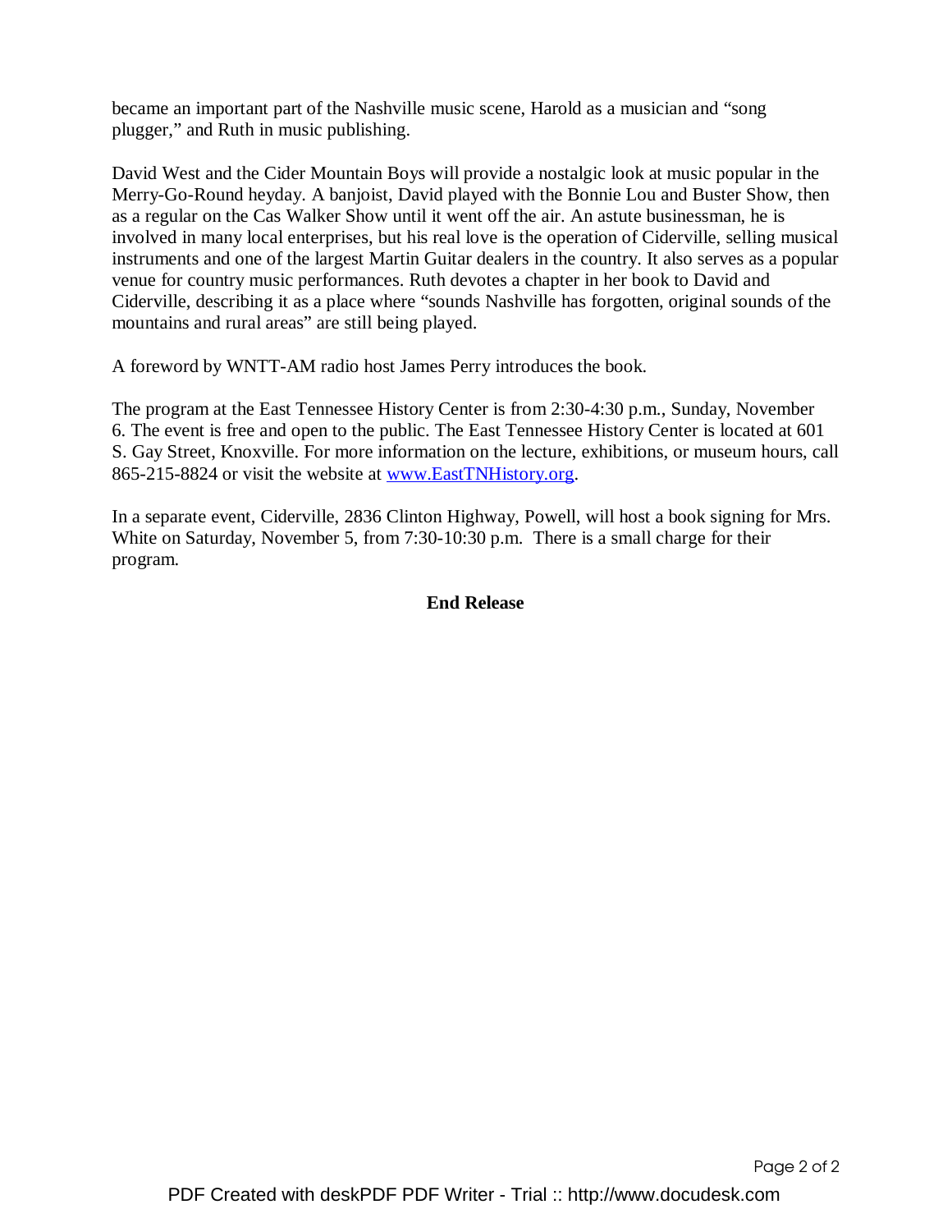became an important part of the Nashville music scene, Harold as a musician and "song plugger," and Ruth in music publishing.

David West and the Cider Mountain Boys will provide a nostalgic look at music popular in the Merry-Go-Round heyday. A banjoist, David played with the Bonnie Lou and Buster Show, then as a regular on the Cas Walker Show until it went off the air. An astute businessman, he is involved in many local enterprises, but his real love is the operation of Ciderville, selling musical instruments and one of the largest Martin Guitar dealers in the country. It also serves as a popular venue for country music performances. Ruth devotes a chapter in her book to David and Ciderville, describing it as a place where "sounds Nashville has forgotten, original sounds of the mountains and rural areas" are still being played.

A foreword by WNTT-AM radio host James Perry introduces the book.

The program at the East Tennessee History Center is from 2:30-4:30 p.m., Sunday, November 6. The event is free and open to the public. The East Tennessee History Center is located at 601 S. Gay Street, Knoxville. For more information on the lecture, exhibitions, or museum hours, call 865-215-8824 or visit the website at www.EastTNHistory.org.

In a separate event, Ciderville, 2836 Clinton Highway, Powell, will host a book signing for Mrs. White on Saturday, November 5, from 7:30-10:30 p.m. There is a small charge for their program.

**End Release**